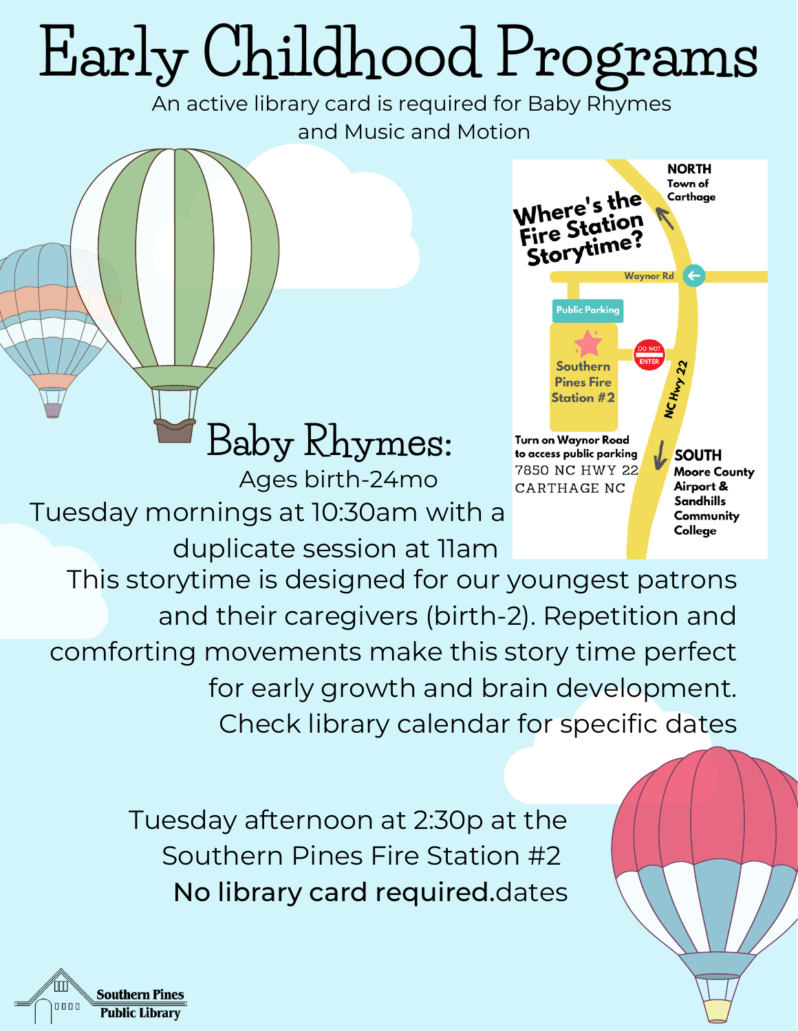# Early Childhood Programs

An active library card is required for Baby Rhymes and Music and Motion

Where's the Fire Station Storytime?

NORTH
Town of Carthage

Waynor Rd

Public Parking

Southern Pines Fire Station #2

DO NOT ENTER

NC Hwy 22

Turn on Waynor Road to access public parking
7850 NC HWY 22
CARTHAGE NC

SOUTH
Moore County Airport & Sandhills Community College

## Baby Rhymes:

Ages birth-24mo

Tuesday mornings at 10:30am with a duplicate session at 11am

This storytime is designed for our youngest patrons and their caregivers (birth-2). Repetition and comforting movements make this story time perfect for early growth and brain development. Check library calendar for specific dates

Tuesday afternoon at 2:30p at the Southern Pines Fire Station #2
**No library card required.**dates

Southern Pines Public Library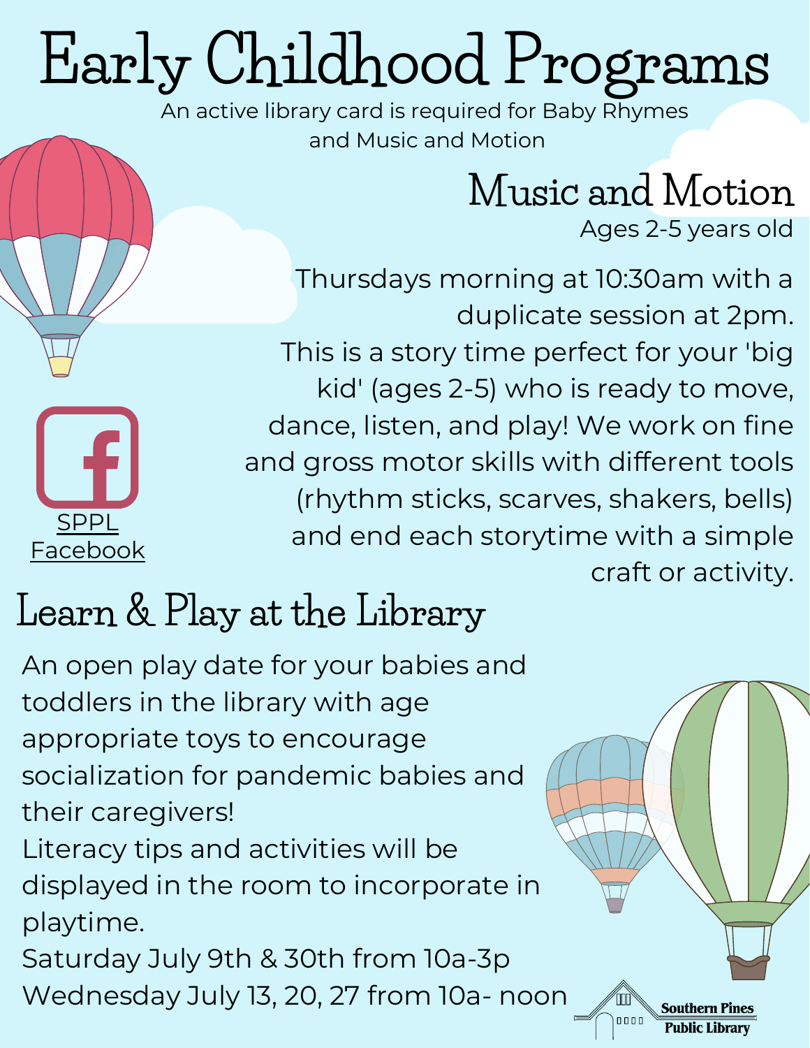# Early Childhood Programs

An active library card is required for Baby Rhymes and Music and Motion

## Music and Motion

Ages 2-5 years old

Thursdays morning at 10:30am with a duplicate session at 2pm. This is a story time perfect for your 'big kid' (ages 2-5) who is ready to move, dance, listen, and play! We work on fine and gross motor skills with different tools (rhythm sticks, scarves, shakers, bells) and end each storytime with a simple craft or activity.

SPPL Facebook

## Learn & Play at the Library

An open play date for your babies and toddlers in the library with age appropriate toys to encourage socialization for pandemic babies and their caregivers!

Literacy tips and activities will be displayed in the room to incorporate in playtime.

Saturday July 9th & 30th from 10a-3p

Wednesday July 13, 20, 27 from 10a- noon

Southern Pines Public Library